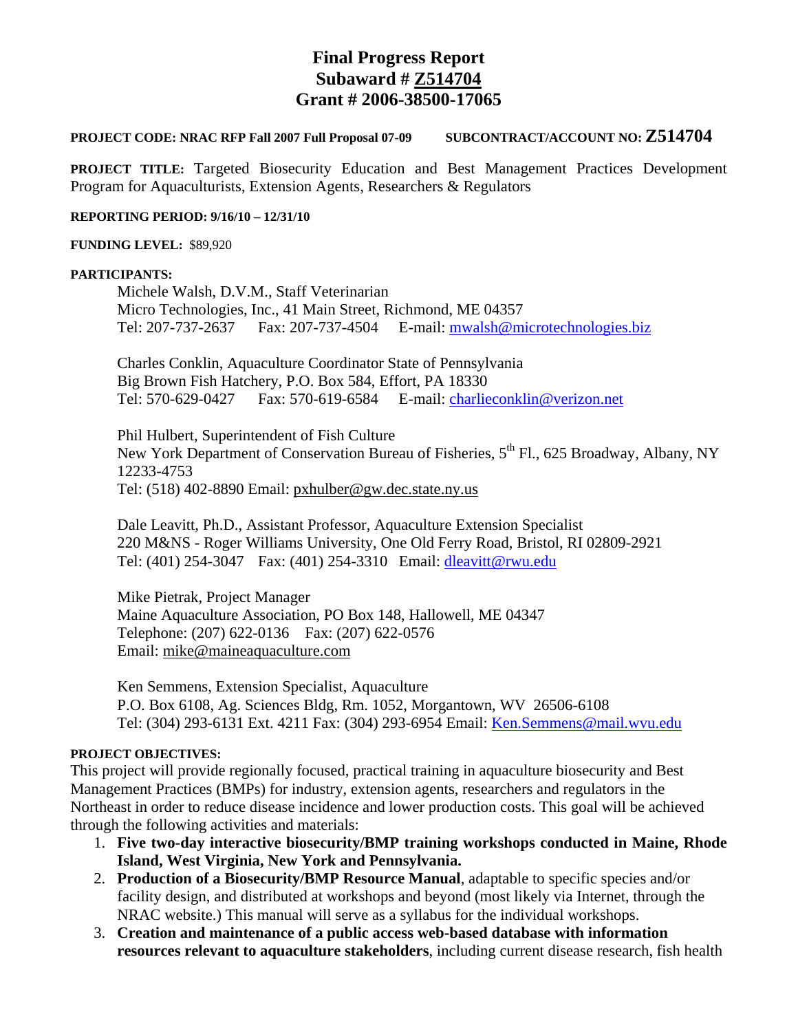# Final Progress Report
# Subaward # Z514704
# Grant # 2006-38500-17065

**PROJECT CODE: NRAC RFP Fall 2007 Full Proposal 07-09** **SUBCONTRACT/ACCOUNT NO: Z514704**

**PROJECT TITLE:** Targeted Biosecurity Education and Best Management Practices Development Program for Aquaculturists, Extension Agents, Researchers & Regulators

**REPORTING PERIOD: 9/16/10 – 12/31/10**

**FUNDING LEVEL:** $89,920

**PARTICIPANTS:**

Michele Walsh, D.V.M., Staff Veterinarian
Micro Technologies, Inc., 41 Main Street, Richmond, ME 04357
Tel: 207-737-2637 Fax: 207-737-4504 E-mail: mwalsh@microtechnologies.biz

Charles Conklin, Aquaculture Coordinator State of Pennsylvania
Big Brown Fish Hatchery, P.O. Box 584, Effort, PA 18330
Tel: 570-629-0427 Fax: 570-619-6584 E-mail: charlieconklin@verizon.net

Phil Hulbert, Superintendent of Fish Culture
New York Department of Conservation Bureau of Fisheries, 5th Fl., 625 Broadway, Albany, NY 12233-4753
Tel: (518) 402-8890 Email: pxhulber@gw.dec.state.ny.us

Dale Leavitt, Ph.D., Assistant Professor, Aquaculture Extension Specialist
220 M&NS - Roger Williams University, One Old Ferry Road, Bristol, RI 02809-2921
Tel: (401) 254-3047 Fax: (401) 254-3310 Email: dleavitt@rwu.edu

Mike Pietrak, Project Manager
Maine Aquaculture Association, PO Box 148, Hallowell, ME 04347
Telephone: (207) 622-0136 Fax: (207) 622-0576
Email: mike@maineaquaculture.com

Ken Semmens, Extension Specialist, Aquaculture
P.O. Box 6108, Ag. Sciences Bldg, Rm. 1052, Morgantown, WV 26506-6108
Tel: (304) 293-6131 Ext. 4211 Fax: (304) 293-6954 Email: Ken.Semmens@mail.wvu.edu

**PROJECT OBJECTIVES:**

This project will provide regionally focused, practical training in aquaculture biosecurity and Best Management Practices (BMPs) for industry, extension agents, researchers and regulators in the Northeast in order to reduce disease incidence and lower production costs. This goal will be achieved through the following activities and materials:

1. **Five two-day interactive biosecurity/BMP training workshops conducted in Maine, Rhode Island, West Virginia, New York and Pennsylvania.**
2. **Production of a Biosecurity/BMP Resource Manual**, adaptable to specific species and/or facility design, and distributed at workshops and beyond (most likely via Internet, through the NRAC website.) This manual will serve as a syllabus for the individual workshops.
3. **Creation and maintenance of a public access web-based database with information resources relevant to aquaculture stakeholders**, including current disease research, fish health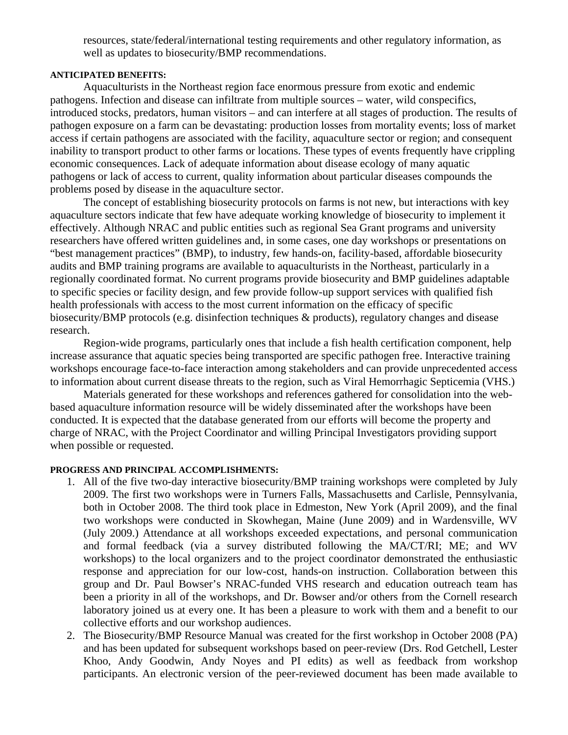resources, state/federal/international testing requirements and other regulatory information, as well as updates to biosecurity/BMP recommendations.

**ANTICIPATED BENEFITS:**

Aquaculturists in the Northeast region face enormous pressure from exotic and endemic pathogens. Infection and disease can infiltrate from multiple sources – water, wild conspecifics, introduced stocks, predators, human visitors – and can interfere at all stages of production. The results of pathogen exposure on a farm can be devastating: production losses from mortality events; loss of market access if certain pathogens are associated with the facility, aquaculture sector or region; and consequent inability to transport product to other farms or locations. These types of events frequently have crippling economic consequences. Lack of adequate information about disease ecology of many aquatic pathogens or lack of access to current, quality information about particular diseases compounds the problems posed by disease in the aquaculture sector.

The concept of establishing biosecurity protocols on farms is not new, but interactions with key aquaculture sectors indicate that few have adequate working knowledge of biosecurity to implement it effectively. Although NRAC and public entities such as regional Sea Grant programs and university researchers have offered written guidelines and, in some cases, one day workshops or presentations on "best management practices" (BMP), to industry, few hands-on, facility-based, affordable biosecurity audits and BMP training programs are available to aquaculturists in the Northeast, particularly in a regionally coordinated format. No current programs provide biosecurity and BMP guidelines adaptable to specific species or facility design, and few provide follow-up support services with qualified fish health professionals with access to the most current information on the efficacy of specific biosecurity/BMP protocols (e.g. disinfection techniques & products), regulatory changes and disease research.

Region-wide programs, particularly ones that include a fish health certification component, help increase assurance that aquatic species being transported are specific pathogen free. Interactive training workshops encourage face-to-face interaction among stakeholders and can provide unprecedented access to information about current disease threats to the region, such as Viral Hemorrhagic Septicemia (VHS.)

Materials generated for these workshops and references gathered for consolidation into the web-based aquaculture information resource will be widely disseminated after the workshops have been conducted. It is expected that the database generated from our efforts will become the property and charge of NRAC, with the Project Coordinator and willing Principal Investigators providing support when possible or requested.

**PROGRESS AND PRINCIPAL ACCOMPLISHMENTS:**

1. All of the five two-day interactive biosecurity/BMP training workshops were completed by July 2009. The first two workshops were in Turners Falls, Massachusetts and Carlisle, Pennsylvania, both in October 2008. The third took place in Edmeston, New York (April 2009), and the final two workshops were conducted in Skowhegan, Maine (June 2009) and in Wardensville, WV (July 2009.) Attendance at all workshops exceeded expectations, and personal communication and formal feedback (via a survey distributed following the MA/CT/RI; ME; and WV workshops) to the local organizers and to the project coordinator demonstrated the enthusiastic response and appreciation for our low-cost, hands-on instruction. Collaboration between this group and Dr. Paul Bowser's NRAC-funded VHS research and education outreach team has been a priority in all of the workshops, and Dr. Bowser and/or others from the Cornell research laboratory joined us at every one. It has been a pleasure to work with them and a benefit to our collective efforts and our workshop audiences.
2. The Biosecurity/BMP Resource Manual was created for the first workshop in October 2008 (PA) and has been updated for subsequent workshops based on peer-review (Drs. Rod Getchell, Lester Khoo, Andy Goodwin, Andy Noyes and PI edits) as well as feedback from workshop participants. An electronic version of the peer-reviewed document has been made available to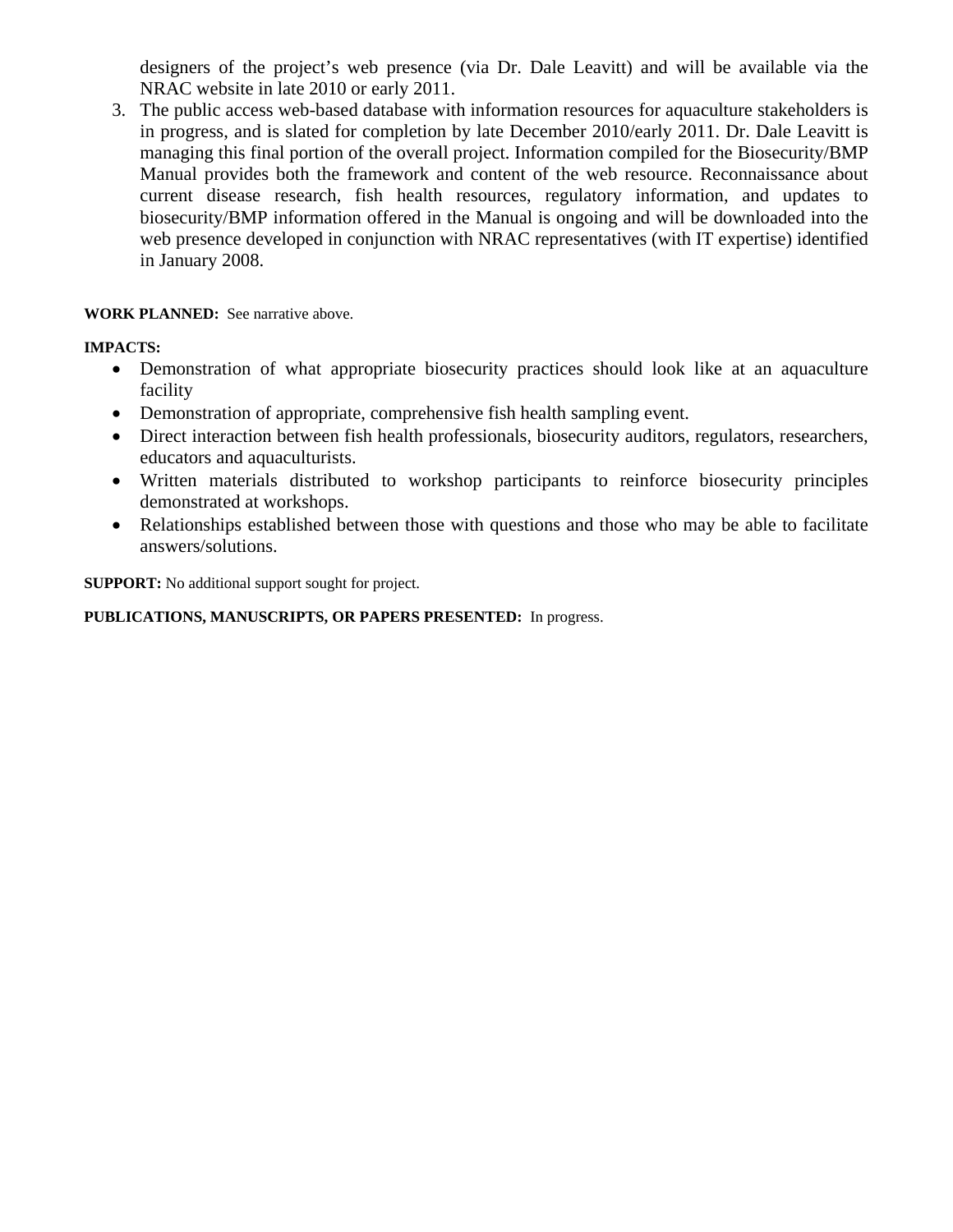designers of the project's web presence (via Dr. Dale Leavitt) and will be available via the NRAC website in late 2010 or early 2011.

3. The public access web-based database with information resources for aquaculture stakeholders is in progress, and is slated for completion by late December 2010/early 2011. Dr. Dale Leavitt is managing this final portion of the overall project. Information compiled for the Biosecurity/BMP Manual provides both the framework and content of the web resource. Reconnaissance about current disease research, fish health resources, regulatory information, and updates to biosecurity/BMP information offered in the Manual is ongoing and will be downloaded into the web presence developed in conjunction with NRAC representatives (with IT expertise) identified in January 2008.

**WORK PLANNED:** See narrative above.

**IMPACTS:**

- Demonstration of what appropriate biosecurity practices should look like at an aquaculture facility
- Demonstration of appropriate, comprehensive fish health sampling event.
- Direct interaction between fish health professionals, biosecurity auditors, regulators, researchers, educators and aquaculturists.
- Written materials distributed to workshop participants to reinforce biosecurity principles demonstrated at workshops.
- Relationships established between those with questions and those who may be able to facilitate answers/solutions.

**SUPPORT:** No additional support sought for project.

**PUBLICATIONS, MANUSCRIPTS, OR PAPERS PRESENTED:** In progress.